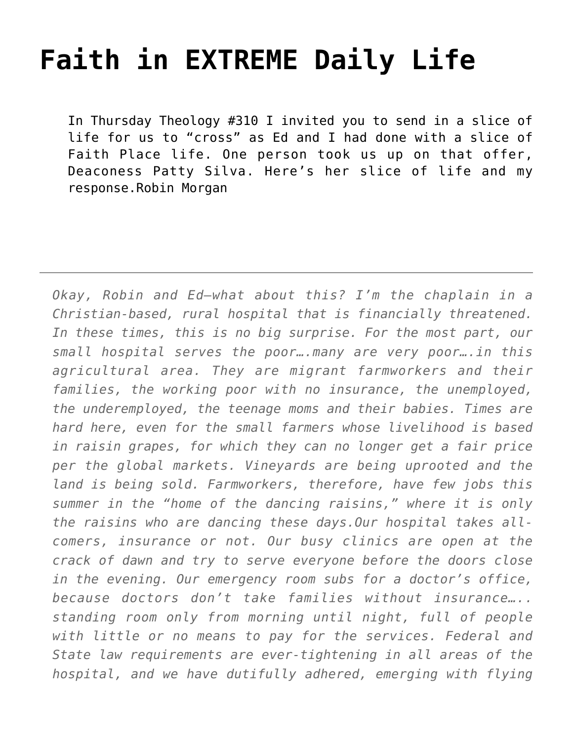# Faith in EXTREME Daily Life

> In Thursday Theology #310 I invited you to send in a slice of life for us to "cross" as Ed and I had done with a slice of Faith Place life. One person took us up on that offer, Deaconess Patty Silva. Here's her slice of life and my response.Robin Morgan

---

*Okay, Robin and Ed—what about this? I'm the chaplain in a Christian-based, rural hospital that is financially threatened. In these times, this is no big surprise. For the most part, our small hospital serves the poor….many are very poor….in this agricultural area. They are migrant farmworkers and their families, the working poor with no insurance, the unemployed, the underemployed, the teenage moms and their babies. Times are hard here, even for the small farmers whose livelihood is based in raisin grapes, for which they can no longer get a fair price per the global markets. Vineyards are being uprooted and the land is being sold. Farmworkers, therefore, have few jobs this summer in the "home of the dancing raisins," where it is only the raisins who are dancing these days.Our hospital takes all-comers, insurance or not. Our busy clinics are open at the crack of dawn and try to serve everyone before the doors close in the evening. Our emergency room subs for a doctor's office, because doctors don't take families without insurance….. standing room only from morning until night, full of people with little or no means to pay for the services. Federal and State law requirements are ever-tightening in all areas of the hospital, and we have dutifully adhered, emerging with flying*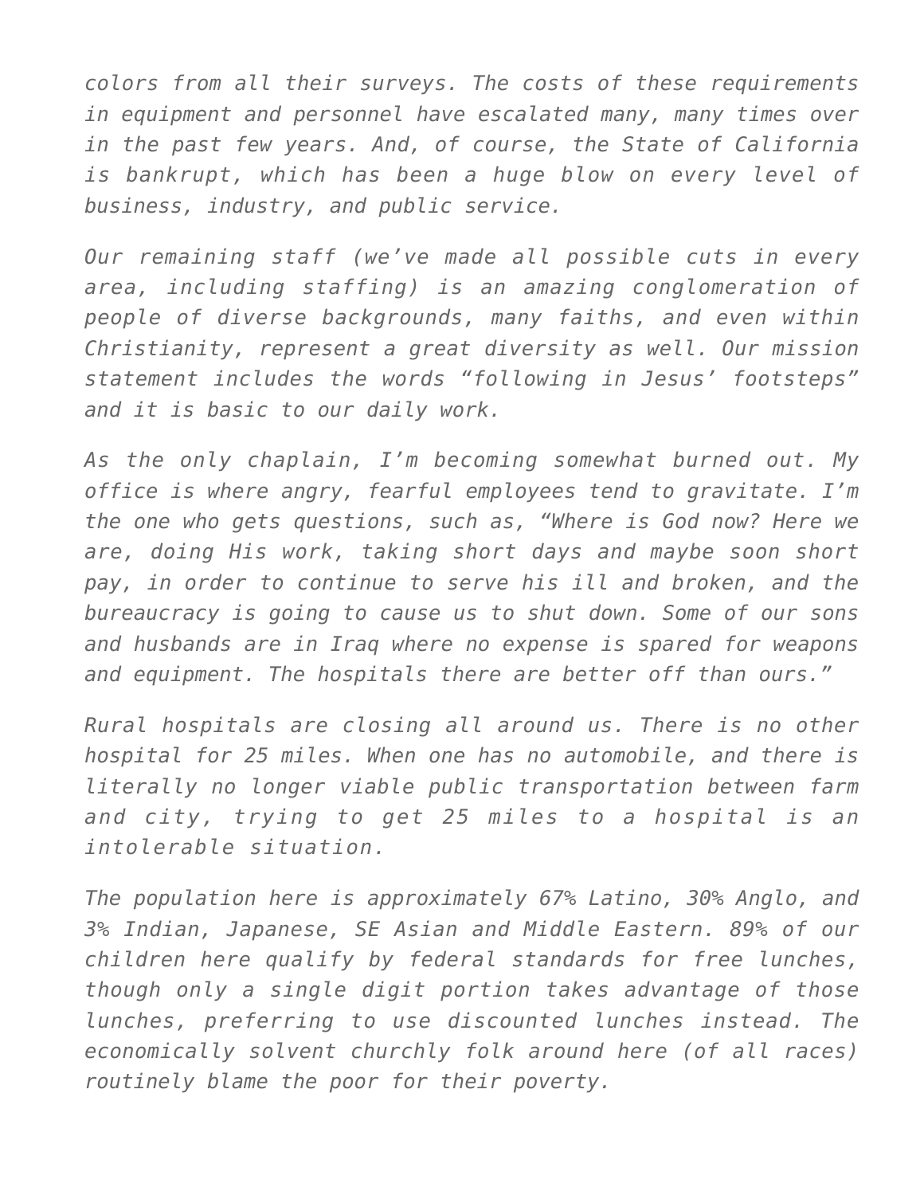*colors from all their surveys. The costs of these requirements in equipment and personnel have escalated many, many times over in the past few years. And, of course, the State of California is bankrupt, which has been a huge blow on every level of business, industry, and public service.*

*Our remaining staff (we've made all possible cuts in every area, including staffing) is an amazing conglomeration of people of diverse backgrounds, many faiths, and even within Christianity, represent a great diversity as well. Our mission statement includes the words "following in Jesus' footsteps" and it is basic to our daily work.*

*As the only chaplain, I'm becoming somewhat burned out. My office is where angry, fearful employees tend to gravitate. I'm the one who gets questions, such as, "Where is God now? Here we are, doing His work, taking short days and maybe soon short pay, in order to continue to serve his ill and broken, and the bureaucracy is going to cause us to shut down. Some of our sons and husbands are in Iraq where no expense is spared for weapons and equipment. The hospitals there are better off than ours."*

*Rural hospitals are closing all around us. There is no other hospital for 25 miles. When one has no automobile, and there is literally no longer viable public transportation between farm and city, trying to get 25 miles to a hospital is an intolerable situation.*

*The population here is approximately 67% Latino, 30% Anglo, and 3% Indian, Japanese, SE Asian and Middle Eastern. 89% of our children here qualify by federal standards for free lunches, though only a single digit portion takes advantage of those lunches, preferring to use discounted lunches instead. The economically solvent churchly folk around here (of all races) routinely blame the poor for their poverty.*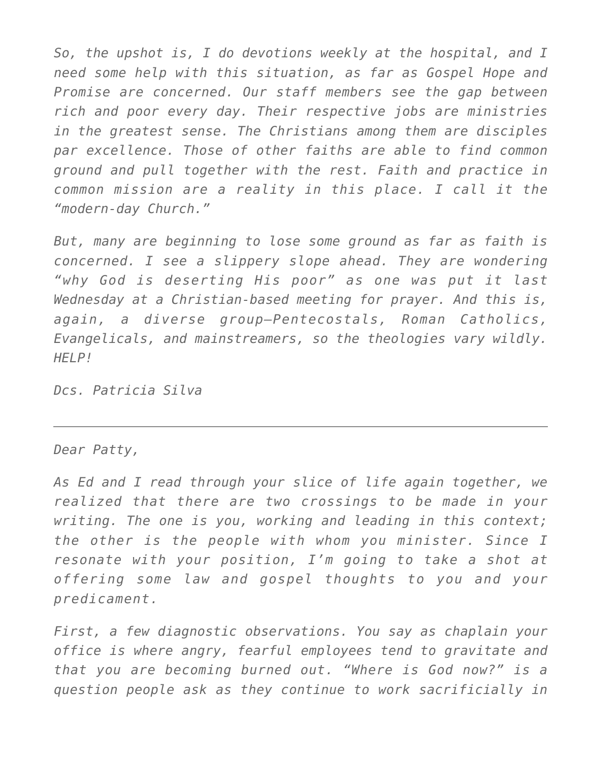*So, the upshot is, I do devotions weekly at the hospital, and I need some help with this situation, as far as Gospel Hope and Promise are concerned. Our staff members see the gap between rich and poor every day. Their respective jobs are ministries in the greatest sense. The Christians among them are disciples par excellence. Those of other faiths are able to find common ground and pull together with the rest. Faith and practice in common mission are a reality in this place. I call it the "modern-day Church."*

*But, many are beginning to lose some ground as far as faith is concerned. I see a slippery slope ahead. They are wondering "why God is deserting His poor" as one was put it last Wednesday at a Christian-based meeting for prayer. And this is, again, a diverse group—Pentecostals, Roman Catholics, Evangelicals, and mainstreamers, so the theologies vary wildly. HELP!*

*Dcs. Patricia Silva*

---

*Dear Patty,*

*As Ed and I read through your slice of life again together, we realized that there are two crossings to be made in your writing. The one is you, working and leading in this context; the other is the people with whom you minister. Since I resonate with your position, I'm going to take a shot at offering some law and gospel thoughts to you and your predicament.*

*First, a few diagnostic observations. You say as chaplain your office is where angry, fearful employees tend to gravitate and that you are becoming burned out. "Where is God now?" is a question people ask as they continue to work sacrificially in*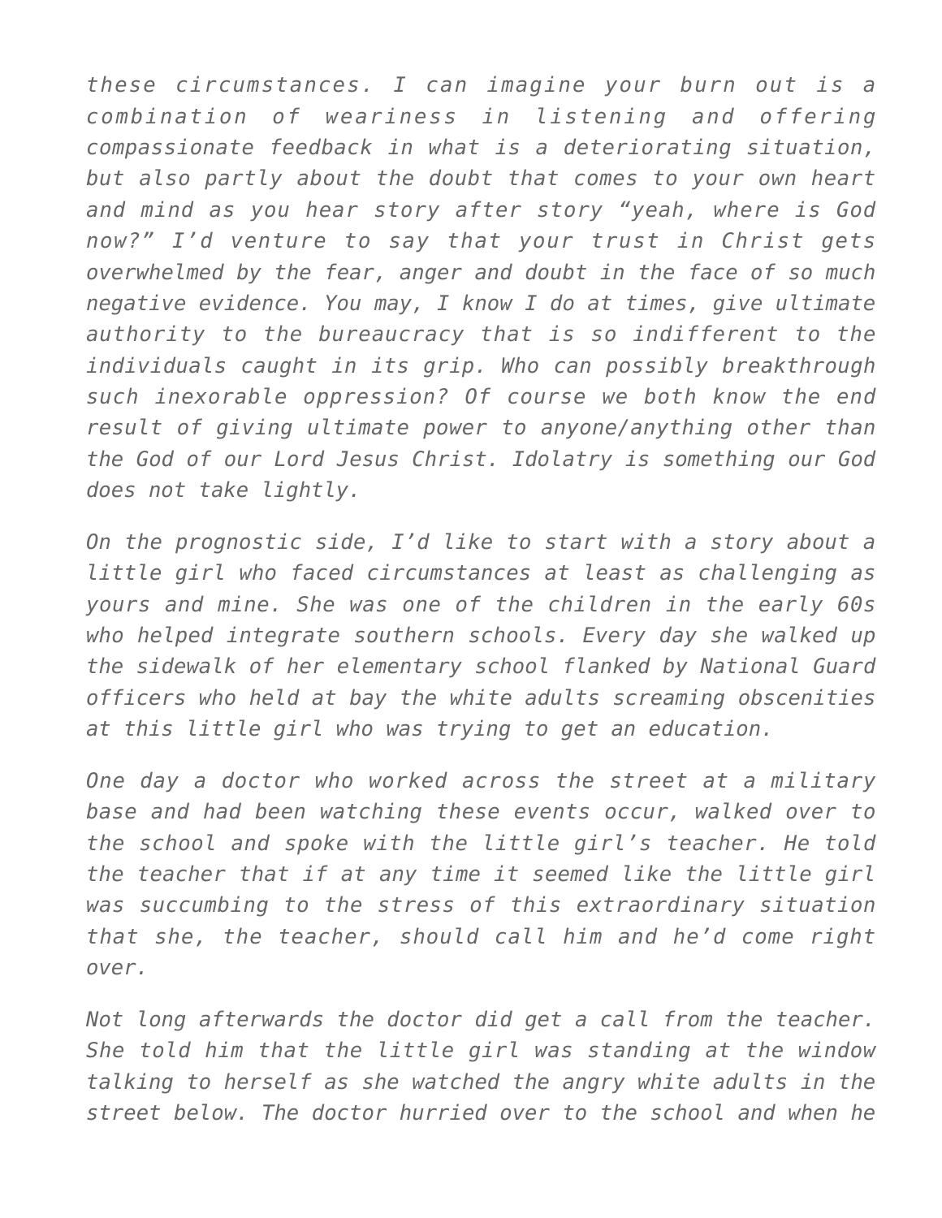*these circumstances. I can imagine your burn out is a combination of weariness in listening and offering compassionate feedback in what is a deteriorating situation, but also partly about the doubt that comes to your own heart and mind as you hear story after story "yeah, where is God now?" I'd venture to say that your trust in Christ gets overwhelmed by the fear, anger and doubt in the face of so much negative evidence. You may, I know I do at times, give ultimate authority to the bureaucracy that is so indifferent to the individuals caught in its grip. Who can possibly breakthrough such inexorable oppression? Of course we both know the end result of giving ultimate power to anyone/anything other than the God of our Lord Jesus Christ. Idolatry is something our God does not take lightly.*

*On the prognostic side, I'd like to start with a story about a little girl who faced circumstances at least as challenging as yours and mine. She was one of the children in the early 60s who helped integrate southern schools. Every day she walked up the sidewalk of her elementary school flanked by National Guard officers who held at bay the white adults screaming obscenities at this little girl who was trying to get an education.*

*One day a doctor who worked across the street at a military base and had been watching these events occur, walked over to the school and spoke with the little girl's teacher. He told the teacher that if at any time it seemed like the little girl was succumbing to the stress of this extraordinary situation that she, the teacher, should call him and he'd come right over.*

*Not long afterwards the doctor did get a call from the teacher. She told him that the little girl was standing at the window talking to herself as she watched the angry white adults in the street below. The doctor hurried over to the school and when he*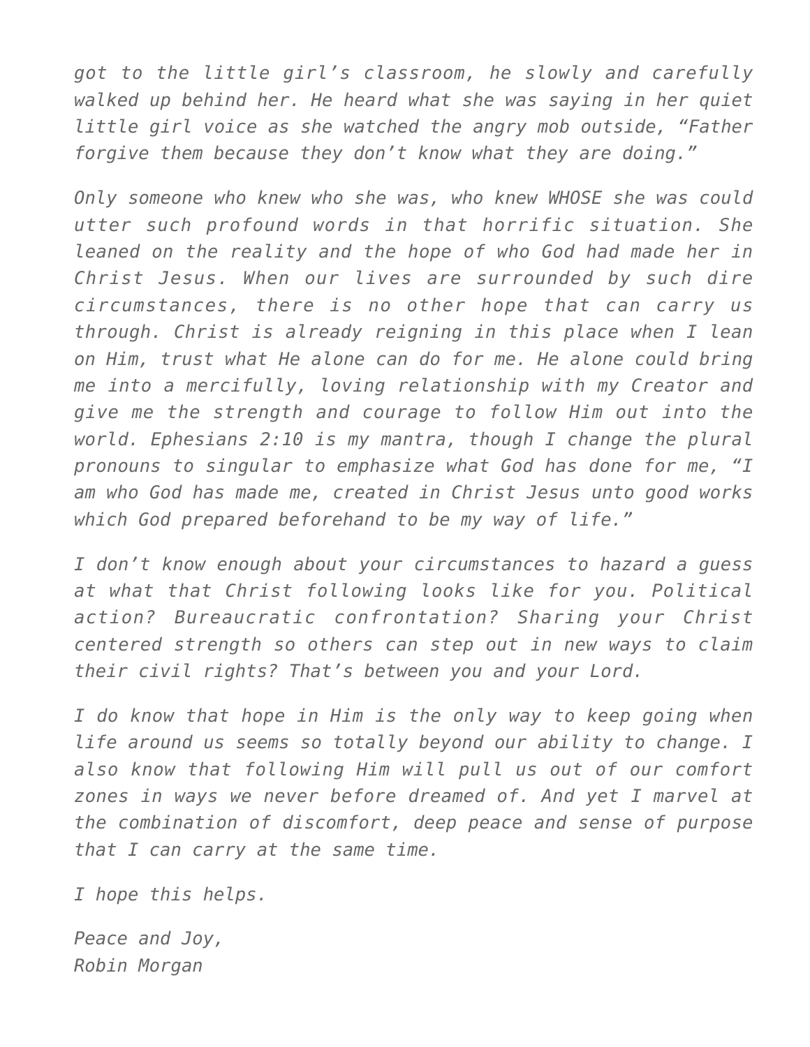*got to the little girl's classroom, he slowly and carefully walked up behind her. He heard what she was saying in her quiet little girl voice as she watched the angry mob outside, "Father forgive them because they don't know what they are doing."*

*Only someone who knew who she was, who knew WHOSE she was could utter such profound words in that horrific situation. She leaned on the reality and the hope of who God had made her in Christ Jesus. When our lives are surrounded by such dire circumstances, there is no other hope that can carry us through. Christ is already reigning in this place when I lean on Him, trust what He alone can do for me. He alone could bring me into a mercifully, loving relationship with my Creator and give me the strength and courage to follow Him out into the world. Ephesians 2:10 is my mantra, though I change the plural pronouns to singular to emphasize what God has done for me, "I am who God has made me, created in Christ Jesus unto good works which God prepared beforehand to be my way of life."*

*I don't know enough about your circumstances to hazard a guess at what that Christ following looks like for you. Political action? Bureaucratic confrontation? Sharing your Christ centered strength so others can step out in new ways to claim their civil rights? That's between you and your Lord.*

*I do know that hope in Him is the only way to keep going when life around us seems so totally beyond our ability to change. I also know that following Him will pull us out of our comfort zones in ways we never before dreamed of. And yet I marvel at the combination of discomfort, deep peace and sense of purpose that I can carry at the same time.*

*I hope this helps.*

*Peace and Joy,*
*Robin Morgan*